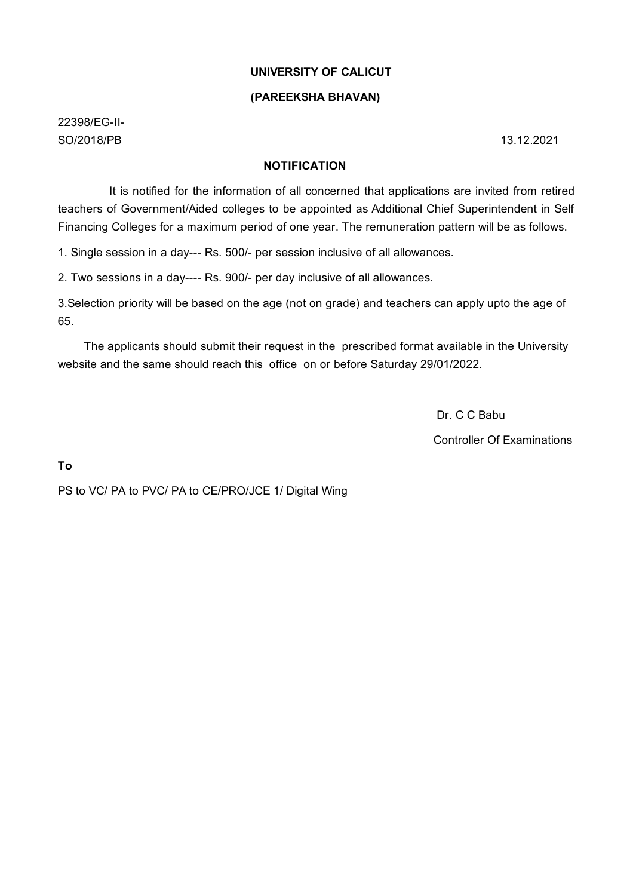**UNIVERSITY OF CALICUT**

**(PAREEKSHA BHAVAN)**

22398/EG-II-
SO/2018/PB 13.12.2021

**NOTIFICATION**

It is notified for the information of all concerned that applications are invited from retired teachers of Government/Aided colleges to be appointed as Additional Chief Superintendent in Self Financing Colleges for a maximum period of one year. The remuneration pattern will be as follows.

1. Single session in a day--- Rs. 500/- per session inclusive of all allowances.

2. Two sessions in a day---- Rs. 900/- per day inclusive of all allowances.

3.Selection priority will be based on the age (not on grade) and teachers can apply upto the age of 65.

The applicants should submit their request in the prescribed format available in the University website and the same should reach this office on or before Saturday 29/01/2022.

Dr. C C Babu

Controller Of Examinations

**To**

PS to VC/ PA to PVC/ PA to CE/PRO/JCE 1/ Digital Wing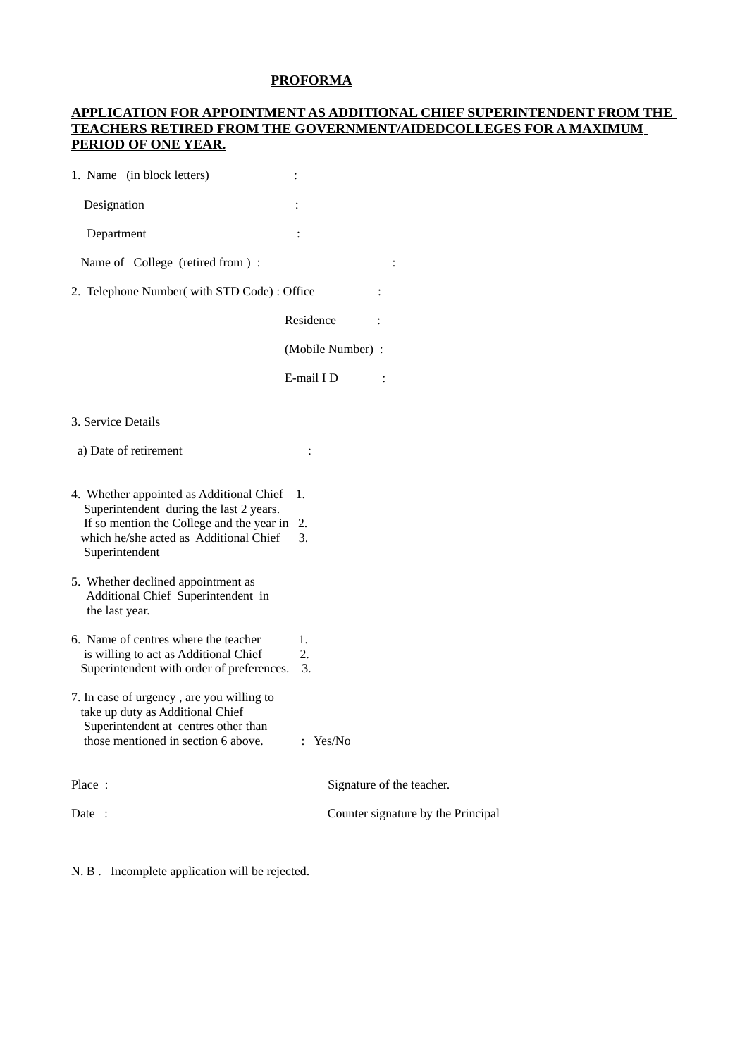**PROFORMA**

**APPLICATION FOR APPOINTMENT AS ADDITIONAL CHIEF SUPERINTENDENT FROM THE TEACHERS RETIRED FROM THE GOVERNMENT/AIDEDCOLLEGES FOR A MAXIMUM PERIOD OF ONE YEAR.**

1. Name (in block letters) :

   Designation :

   Department :

   Name of College (retired from ) : :

2. Telephone Number( with STD Code) : Office :

   Residence :

   (Mobile Number) :

   E-mail I D :

3. Service Details

   a) Date of retirement :

4. Whether appointed as Additional Chief Superintendent during the last 2 years. If so mention the College and the year in which he/she acted as Additional Chief Superintendent
   1.
   2.
   3.

5. Whether declined appointment as Additional Chief Superintendent in the last year.

6. Name of centres where the teacher is willing to act as Additional Chief Superintendent with order of preferences.
   1.
   2.
   3.

7. In case of urgency , are you willing to take up duty as Additional Chief Superintendent at centres other than those mentioned in section 6 above. : Yes/No

Place : Signature of the teacher.

Date : Counter signature by the Principal

N. B . Incomplete application will be rejected.